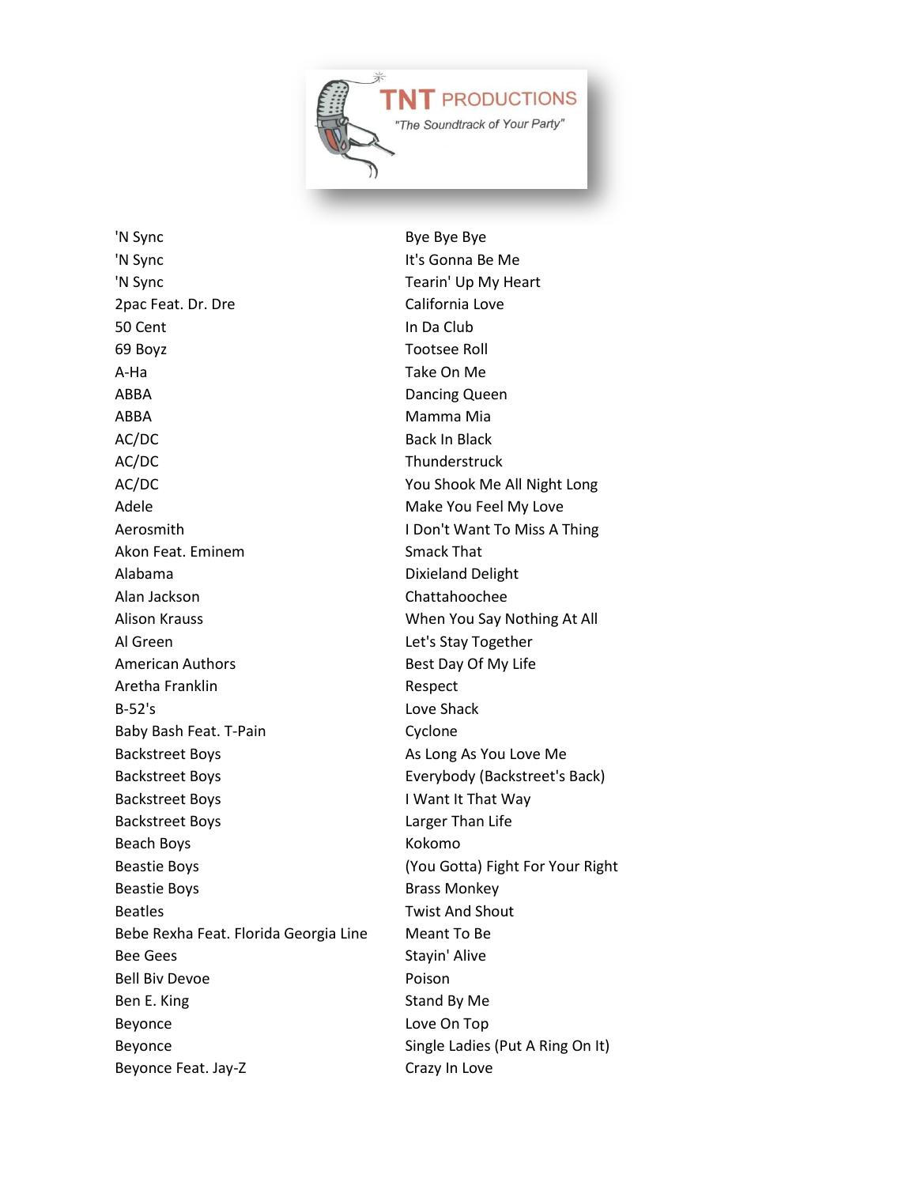**TNT PRODUCTIONS**

*"The Soundtrack of Your Party"*

| Artist | Title |
|---|---|
| 'N Sync | Bye Bye Bye |
| 'N Sync | It's Gonna Be Me |
| 'N Sync | Tearin' Up My Heart |
| 2pac Feat. Dr. Dre | California Love |
| 50 Cent | In Da Club |
| 69 Boyz | Tootsee Roll |
| A-Ha | Take On Me |
| ABBA | Dancing Queen |
| ABBA | Mamma Mia |
| AC/DC | Back In Black |
| AC/DC | Thunderstruck |
| AC/DC | You Shook Me All Night Long |
| Adele | Make You Feel My Love |
| Aerosmith | I Don't Want To Miss A Thing |
| Akon Feat. Eminem | Smack That |
| Alabama | Dixieland Delight |
| Alan Jackson | Chattahoochee |
| Alison Krauss | When You Say Nothing At All |
| Al Green | Let's Stay Together |
| American Authors | Best Day Of My Life |
| Aretha Franklin | Respect |
| B-52's | Love Shack |
| Baby Bash Feat. T-Pain | Cyclone |
| Backstreet Boys | As Long As You Love Me |
| Backstreet Boys | Everybody (Backstreet's Back) |
| Backstreet Boys | I Want It That Way |
| Backstreet Boys | Larger Than Life |
| Beach Boys | Kokomo |
| Beastie Boys | (You Gotta) Fight For Your Right |
| Beastie Boys | Brass Monkey |
| Beatles | Twist And Shout |
| Bebe Rexha Feat. Florida Georgia Line | Meant To Be |
| Bee Gees | Stayin' Alive |
| Bell Biv Devoe | Poison |
| Ben E. King | Stand By Me |
| Beyonce | Love On Top |
| Beyonce | Single Ladies (Put A Ring On It) |
| Beyonce Feat. Jay-Z | Crazy In Love |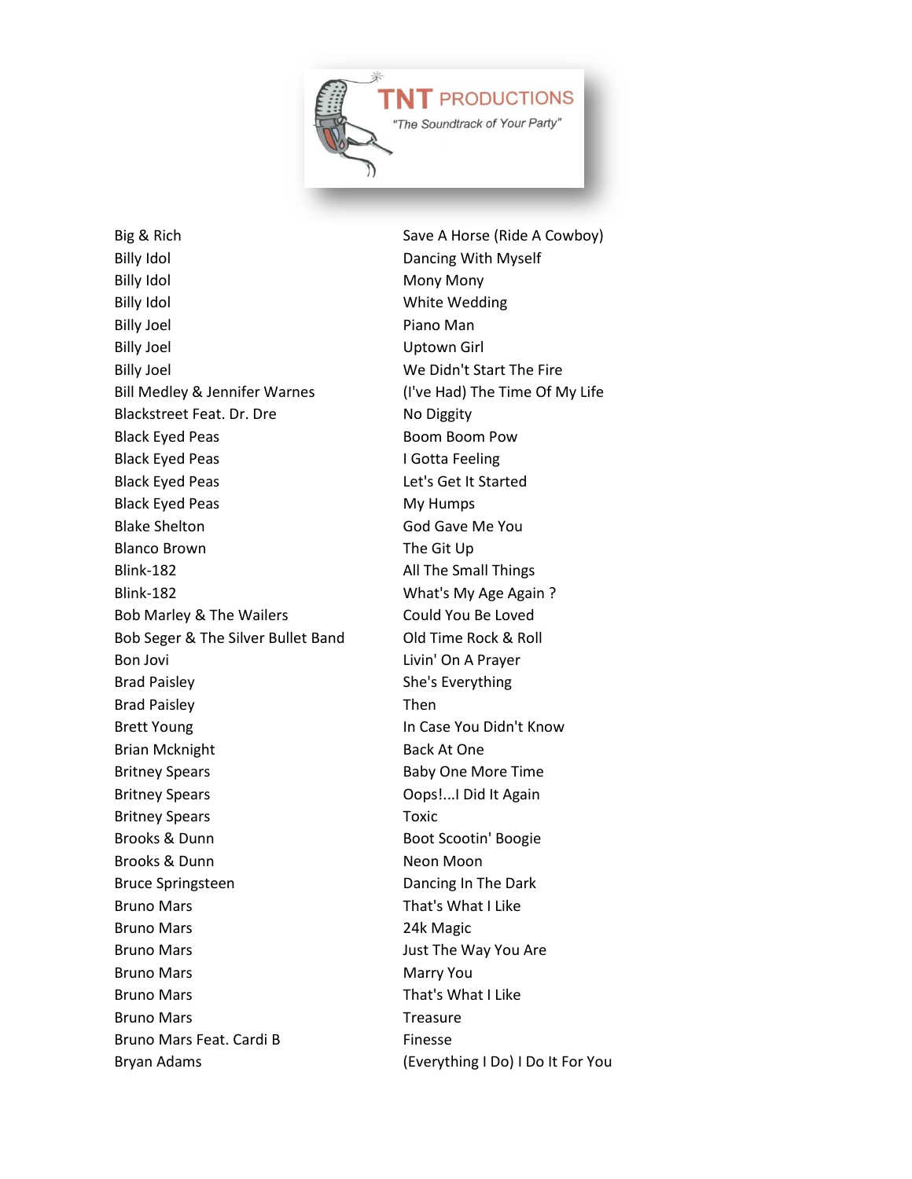| Artist | Song |
|---|---|
| Big & Rich | Save A Horse (Ride A Cowboy) |
| Billy Idol | Dancing With Myself |
| Billy Idol | Mony Mony |
| Billy Idol | White Wedding |
| Billy Joel | Piano Man |
| Billy Joel | Uptown Girl |
| Billy Joel | We Didn't Start The Fire |
| Bill Medley & Jennifer Warnes | (I've Had) The Time Of My Life |
| Blackstreet Feat. Dr. Dre | No Diggity |
| Black Eyed Peas | Boom Boom Pow |
| Black Eyed Peas | I Gotta Feeling |
| Black Eyed Peas | Let's Get It Started |
| Black Eyed Peas | My Humps |
| Blake Shelton | God Gave Me You |
| Blanco Brown | The Git Up |
| Blink-182 | All The Small Things |
| Blink-182 | What's My Age Again ? |
| Bob Marley & The Wailers | Could You Be Loved |
| Bob Seger & The Silver Bullet Band | Old Time Rock & Roll |
| Bon Jovi | Livin' On A Prayer |
| Brad Paisley | She's Everything |
| Brad Paisley | Then |
| Brett Young | In Case You Didn't Know |
| Brian Mcknight | Back At One |
| Britney Spears | Baby One More Time |
| Britney Spears | Oops!...I Did It Again |
| Britney Spears | Toxic |
| Brooks & Dunn | Boot Scootin' Boogie |
| Brooks & Dunn | Neon Moon |
| Bruce Springsteen | Dancing In The Dark |
| Bruno Mars | That's What I Like |
| Bruno Mars | 24k Magic |
| Bruno Mars | Just The Way You Are |
| Bruno Mars | Marry You |
| Bruno Mars | That's What I Like |
| Bruno Mars | Treasure |
| Bruno Mars Feat. Cardi B | Finesse |
| Bryan Adams | (Everything I Do) I Do It For You |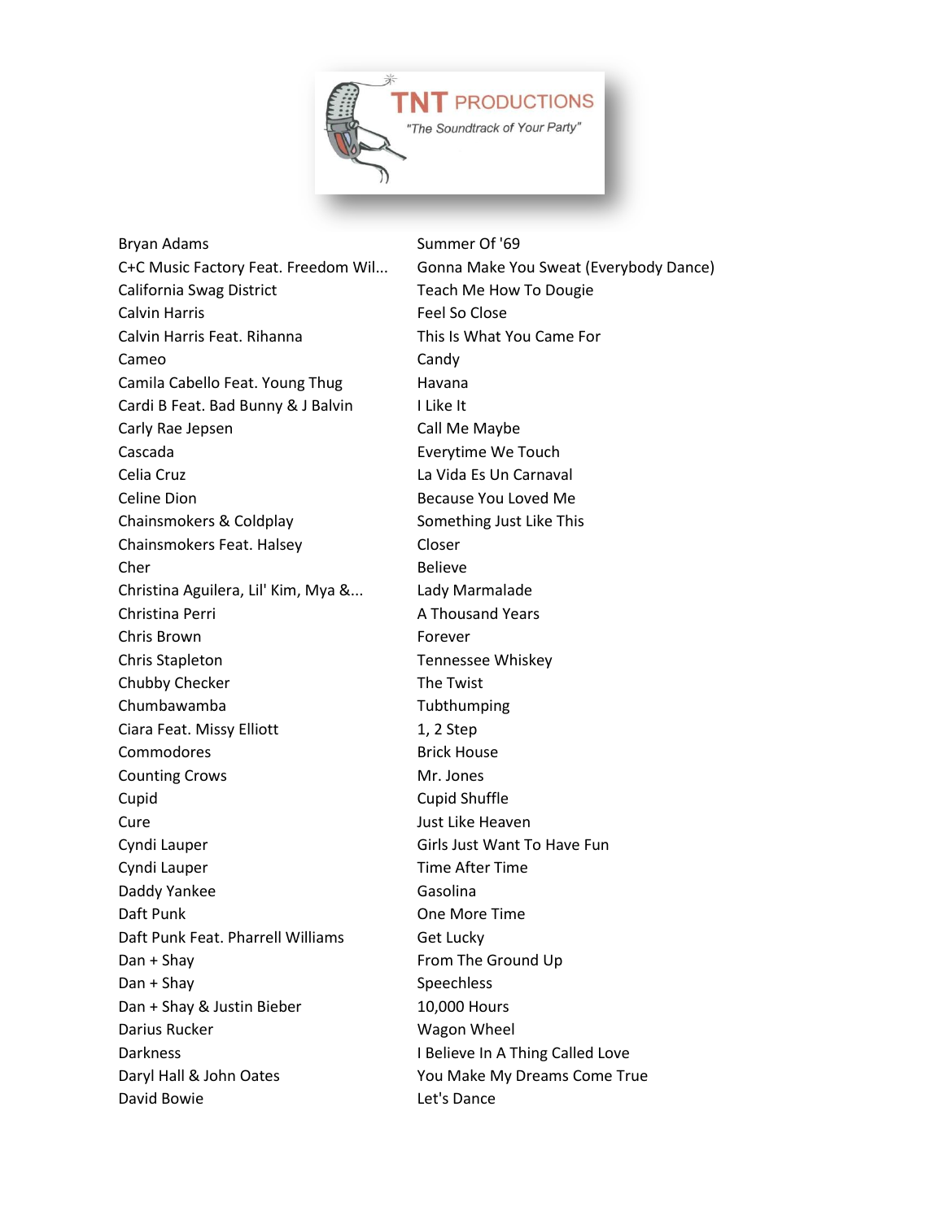**TNT PRODUCTIONS**

*"The Soundtrack of Your Party"*

| Artist | Song |
|---|---|
| Bryan Adams | Summer Of '69 |
| C+C Music Factory Feat. Freedom Wil... | Gonna Make You Sweat (Everybody Dance) |
| California Swag District | Teach Me How To Dougie |
| Calvin Harris | Feel So Close |
| Calvin Harris Feat. Rihanna | This Is What You Came For |
| Cameo | Candy |
| Camila Cabello Feat. Young Thug | Havana |
| Cardi B Feat. Bad Bunny & J Balvin | I Like It |
| Carly Rae Jepsen | Call Me Maybe |
| Cascada | Everytime We Touch |
| Celia Cruz | La Vida Es Un Carnaval |
| Celine Dion | Because You Loved Me |
| Chainsmokers & Coldplay | Something Just Like This |
| Chainsmokers Feat. Halsey | Closer |
| Cher | Believe |
| Christina Aguilera, Lil' Kim, Mya &... | Lady Marmalade |
| Christina Perri | A Thousand Years |
| Chris Brown | Forever |
| Chris Stapleton | Tennessee Whiskey |
| Chubby Checker | The Twist |
| Chumbawamba | Tubthumping |
| Ciara Feat. Missy Elliott | 1, 2 Step |
| Commodores | Brick House |
| Counting Crows | Mr. Jones |
| Cupid | Cupid Shuffle |
| Cure | Just Like Heaven |
| Cyndi Lauper | Girls Just Want To Have Fun |
| Cyndi Lauper | Time After Time |
| Daddy Yankee | Gasolina |
| Daft Punk | One More Time |
| Daft Punk Feat. Pharrell Williams | Get Lucky |
| Dan + Shay | From The Ground Up |
| Dan + Shay | Speechless |
| Dan + Shay & Justin Bieber | 10,000 Hours |
| Darius Rucker | Wagon Wheel |
| Darkness | I Believe In A Thing Called Love |
| Daryl Hall & John Oates | You Make My Dreams Come True |
| David Bowie | Let's Dance |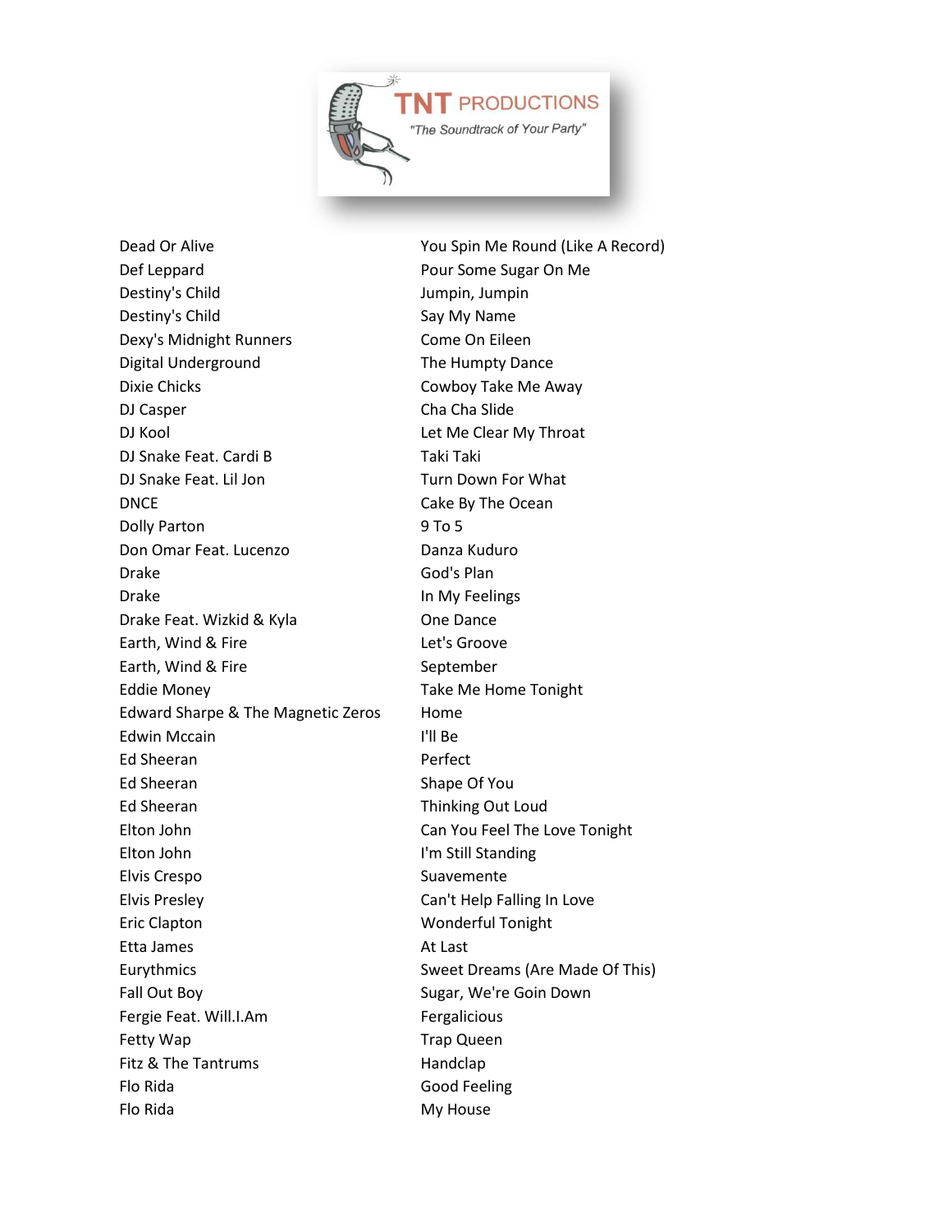| Artist | Song |
|---|---|
| Dead Or Alive | You Spin Me Round (Like A Record) |
| Def Leppard | Pour Some Sugar On Me |
| Destiny's Child | Jumpin, Jumpin |
| Destiny's Child | Say My Name |
| Dexy's Midnight Runners | Come On Eileen |
| Digital Underground | The Humpty Dance |
| Dixie Chicks | Cowboy Take Me Away |
| DJ Casper | Cha Cha Slide |
| DJ Kool | Let Me Clear My Throat |
| DJ Snake Feat. Cardi B | Taki Taki |
| DJ Snake Feat. Lil Jon | Turn Down For What |
| DNCE | Cake By The Ocean |
| Dolly Parton | 9 To 5 |
| Don Omar Feat. Lucenzo | Danza Kuduro |
| Drake | God's Plan |
| Drake | In My Feelings |
| Drake Feat. Wizkid & Kyla | One Dance |
| Earth, Wind & Fire | Let's Groove |
| Earth, Wind & Fire | September |
| Eddie Money | Take Me Home Tonight |
| Edward Sharpe & The Magnetic Zeros | Home |
| Edwin Mccain | I'll Be |
| Ed Sheeran | Perfect |
| Ed Sheeran | Shape Of You |
| Ed Sheeran | Thinking Out Loud |
| Elton John | Can You Feel The Love Tonight |
| Elton John | I'm Still Standing |
| Elvis Crespo | Suavemente |
| Elvis Presley | Can't Help Falling In Love |
| Eric Clapton | Wonderful Tonight |
| Etta James | At Last |
| Eurythmics | Sweet Dreams (Are Made Of This) |
| Fall Out Boy | Sugar, We're Goin Down |
| Fergie Feat. Will.I.Am | Fergalicious |
| Fetty Wap | Trap Queen |
| Fitz & The Tantrums | Handclap |
| Flo Rida | Good Feeling |
| Flo Rida | My House |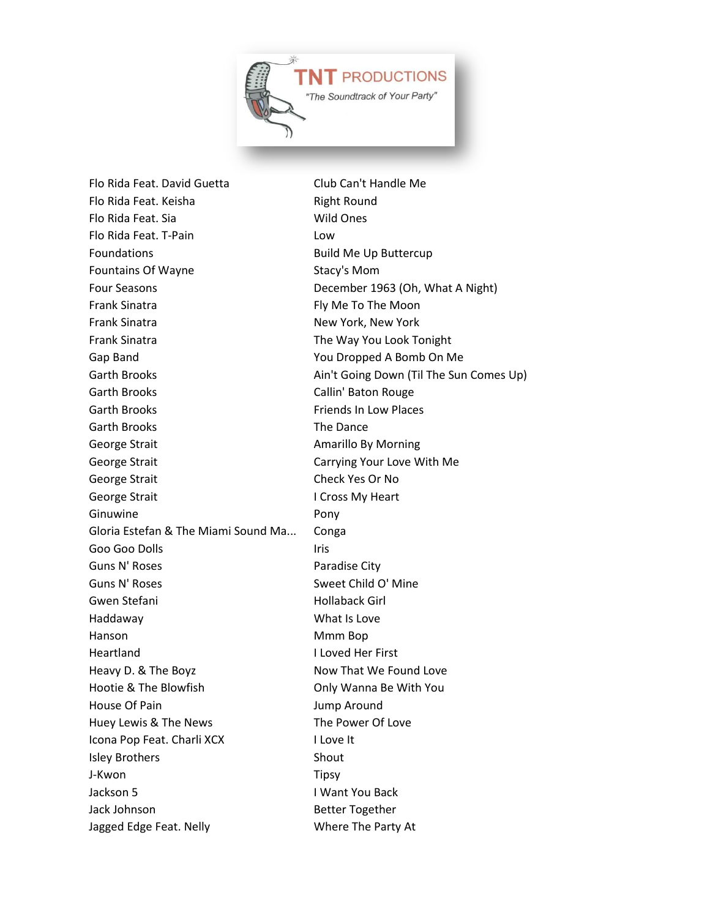| Artist | Song |
|---|---|
| Flo Rida Feat. David Guetta | Club Can't Handle Me |
| Flo Rida Feat. Keisha | Right Round |
| Flo Rida Feat. Sia | Wild Ones |
| Flo Rida Feat. T-Pain | Low |
| Foundations | Build Me Up Buttercup |
| Fountains Of Wayne | Stacy's Mom |
| Four Seasons | December 1963 (Oh, What A Night) |
| Frank Sinatra | Fly Me To The Moon |
| Frank Sinatra | New York, New York |
| Frank Sinatra | The Way You Look Tonight |
| Gap Band | You Dropped A Bomb On Me |
| Garth Brooks | Ain't Going Down (Til The Sun Comes Up) |
| Garth Brooks | Callin' Baton Rouge |
| Garth Brooks | Friends In Low Places |
| Garth Brooks | The Dance |
| George Strait | Amarillo By Morning |
| George Strait | Carrying Your Love With Me |
| George Strait | Check Yes Or No |
| George Strait | I Cross My Heart |
| Ginuwine | Pony |
| Gloria Estefan & The Miami Sound Ma... | Conga |
| Goo Goo Dolls | Iris |
| Guns N' Roses | Paradise City |
| Guns N' Roses | Sweet Child O' Mine |
| Gwen Stefani | Hollaback Girl |
| Haddaway | What Is Love |
| Hanson | Mmm Bop |
| Heartland | I Loved Her First |
| Heavy D. & The Boyz | Now That We Found Love |
| Hootie & The Blowfish | Only Wanna Be With You |
| House Of Pain | Jump Around |
| Huey Lewis & The News | The Power Of Love |
| Icona Pop Feat. Charli XCX | I Love It |
| Isley Brothers | Shout |
| J-Kwon | Tipsy |
| Jackson 5 | I Want You Back |
| Jack Johnson | Better Together |
| Jagged Edge Feat. Nelly | Where The Party At |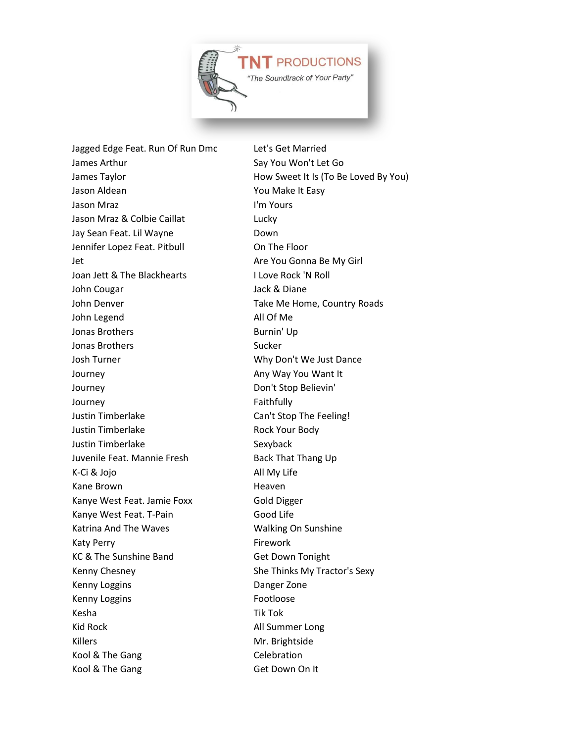TNT PRODUCTIONS

*"The Soundtrack of Your Party"*

| Artist | Song |
|---|---|
| Jagged Edge Feat. Run Of Run Dmc | Let's Get Married |
| James Arthur | Say You Won't Let Go |
| James Taylor | How Sweet It Is (To Be Loved By You) |
| Jason Aldean | You Make It Easy |
| Jason Mraz | I'm Yours |
| Jason Mraz & Colbie Caillat | Lucky |
| Jay Sean Feat. Lil Wayne | Down |
| Jennifer Lopez Feat. Pitbull | On The Floor |
| Jet | Are You Gonna Be My Girl |
| Joan Jett & The Blackhearts | I Love Rock 'N Roll |
| John Cougar | Jack & Diane |
| John Denver | Take Me Home, Country Roads |
| John Legend | All Of Me |
| Jonas Brothers | Burnin' Up |
| Jonas Brothers | Sucker |
| Josh Turner | Why Don't We Just Dance |
| Journey | Any Way You Want It |
| Journey | Don't Stop Believin' |
| Journey | Faithfully |
| Justin Timberlake | Can't Stop The Feeling! |
| Justin Timberlake | Rock Your Body |
| Justin Timberlake | Sexyback |
| Juvenile Feat. Mannie Fresh | Back That Thang Up |
| K-Ci & Jojo | All My Life |
| Kane Brown | Heaven |
| Kanye West Feat. Jamie Foxx | Gold Digger |
| Kanye West Feat. T-Pain | Good Life |
| Katrina And The Waves | Walking On Sunshine |
| Katy Perry | Firework |
| KC & The Sunshine Band | Get Down Tonight |
| Kenny Chesney | She Thinks My Tractor's Sexy |
| Kenny Loggins | Danger Zone |
| Kenny Loggins | Footloose |
| Kesha | Tik Tok |
| Kid Rock | All Summer Long |
| Killers | Mr. Brightside |
| Kool & The Gang | Celebration |
| Kool & The Gang | Get Down On It |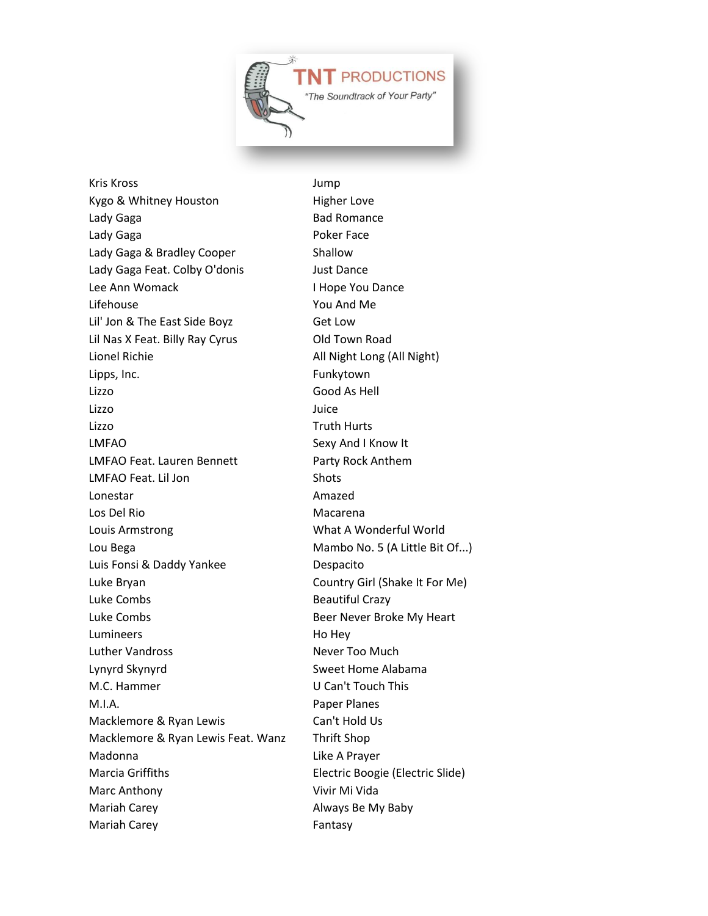| | |
|---|---|
| Kris Kross | Jump |
| Kygo & Whitney Houston | Higher Love |
| Lady Gaga | Bad Romance |
| Lady Gaga | Poker Face |
| Lady Gaga & Bradley Cooper | Shallow |
| Lady Gaga Feat. Colby O'donis | Just Dance |
| Lee Ann Womack | I Hope You Dance |
| Lifehouse | You And Me |
| Lil' Jon & The East Side Boyz | Get Low |
| Lil Nas X Feat. Billy Ray Cyrus | Old Town Road |
| Lionel Richie | All Night Long (All Night) |
| Lipps, Inc. | Funkytown |
| Lizzo | Good As Hell |
| Lizzo | Juice |
| Lizzo | Truth Hurts |
| LMFAO | Sexy And I Know It |
| LMFAO Feat. Lauren Bennett | Party Rock Anthem |
| LMFAO Feat. Lil Jon | Shots |
| Lonestar | Amazed |
| Los Del Rio | Macarena |
| Louis Armstrong | What A Wonderful World |
| Lou Bega | Mambo No. 5 (A Little Bit Of...) |
| Luis Fonsi & Daddy Yankee | Despacito |
| Luke Bryan | Country Girl (Shake It For Me) |
| Luke Combs | Beautiful Crazy |
| Luke Combs | Beer Never Broke My Heart |
| Lumineers | Ho Hey |
| Luther Vandross | Never Too Much |
| Lynyrd Skynyrd | Sweet Home Alabama |
| M.C. Hammer | U Can't Touch This |
| M.I.A. | Paper Planes |
| Macklemore & Ryan Lewis | Can't Hold Us |
| Macklemore & Ryan Lewis Feat. Wanz | Thrift Shop |
| Madonna | Like A Prayer |
| Marcia Griffiths | Electric Boogie (Electric Slide) |
| Marc Anthony | Vivir Mi Vida |
| Mariah Carey | Always Be My Baby |
| Mariah Carey | Fantasy |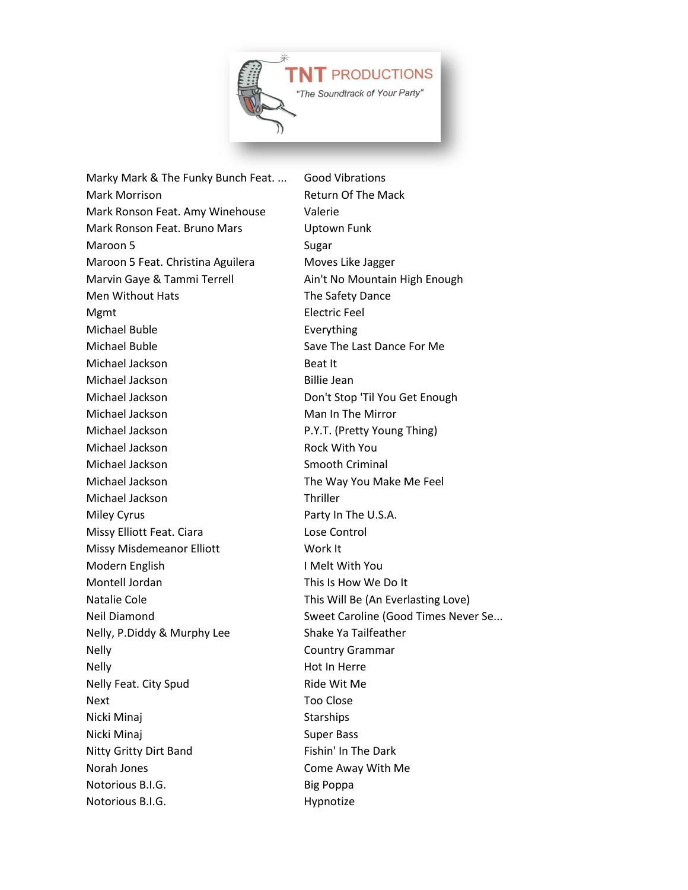| Artist | Title |
|---|---|
| Marky Mark & The Funky Bunch Feat. ... | Good Vibrations |
| Mark Morrison | Return Of The Mack |
| Mark Ronson Feat. Amy Winehouse | Valerie |
| Mark Ronson Feat. Bruno Mars | Uptown Funk |
| Maroon 5 | Sugar |
| Maroon 5 Feat. Christina Aguilera | Moves Like Jagger |
| Marvin Gaye & Tammi Terrell | Ain't No Mountain High Enough |
| Men Without Hats | The Safety Dance |
| Mgmt | Electric Feel |
| Michael Buble | Everything |
| Michael Buble | Save The Last Dance For Me |
| Michael Jackson | Beat It |
| Michael Jackson | Billie Jean |
| Michael Jackson | Don't Stop 'Til You Get Enough |
| Michael Jackson | Man In The Mirror |
| Michael Jackson | P.Y.T. (Pretty Young Thing) |
| Michael Jackson | Rock With You |
| Michael Jackson | Smooth Criminal |
| Michael Jackson | The Way You Make Me Feel |
| Michael Jackson | Thriller |
| Miley Cyrus | Party In The U.S.A. |
| Missy Elliott Feat. Ciara | Lose Control |
| Missy Misdemeanor Elliott | Work It |
| Modern English | I Melt With You |
| Montell Jordan | This Is How We Do It |
| Natalie Cole | This Will Be (An Everlasting Love) |
| Neil Diamond | Sweet Caroline (Good Times Never Se... |
| Nelly, P.Diddy & Murphy Lee | Shake Ya Tailfeather |
| Nelly | Country Grammar |
| Nelly | Hot In Herre |
| Nelly Feat. City Spud | Ride Wit Me |
| Next | Too Close |
| Nicki Minaj | Starships |
| Nicki Minaj | Super Bass |
| Nitty Gritty Dirt Band | Fishin' In The Dark |
| Norah Jones | Come Away With Me |
| Notorious B.I.G. | Big Poppa |
| Notorious B.I.G. | Hypnotize |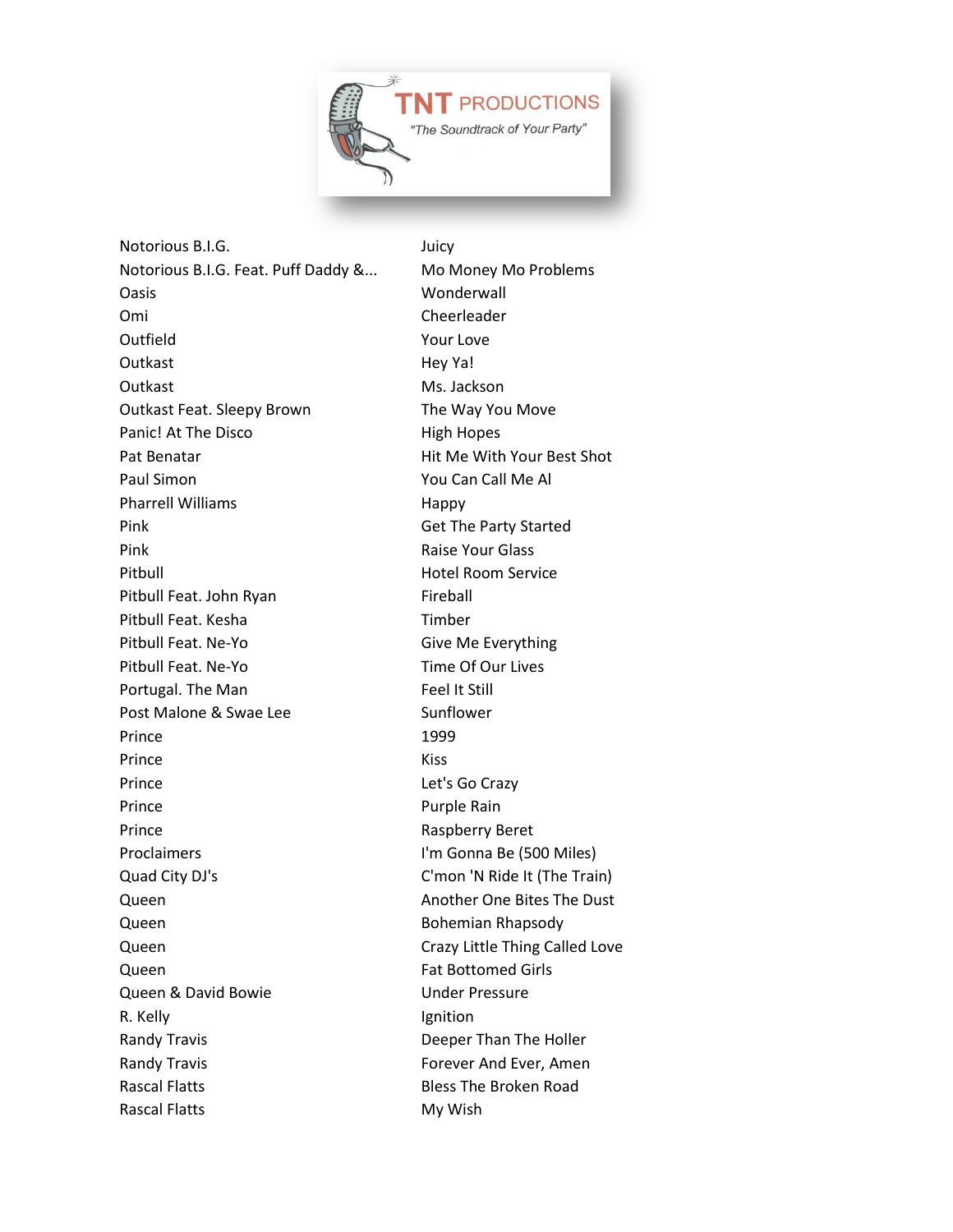| Notorious B.I.G. | Juicy |
|---|---|
| Notorious B.I.G. Feat. Puff Daddy &... | Mo Money Mo Problems |
| Oasis | Wonderwall |
| Omi | Cheerleader |
| Outfield | Your Love |
| Outkast | Hey Ya! |
| Outkast | Ms. Jackson |
| Outkast Feat. Sleepy Brown | The Way You Move |
| Panic! At The Disco | High Hopes |
| Pat Benatar | Hit Me With Your Best Shot |
| Paul Simon | You Can Call Me Al |
| Pharrell Williams | Happy |
| Pink | Get The Party Started |
| Pink | Raise Your Glass |
| Pitbull | Hotel Room Service |
| Pitbull Feat. John Ryan | Fireball |
| Pitbull Feat. Kesha | Timber |
| Pitbull Feat. Ne-Yo | Give Me Everything |
| Pitbull Feat. Ne-Yo | Time Of Our Lives |
| Portugal. The Man | Feel It Still |
| Post Malone & Swae Lee | Sunflower |
| Prince | 1999 |
| Prince | Kiss |
| Prince | Let's Go Crazy |
| Prince | Purple Rain |
| Prince | Raspberry Beret |
| Proclaimers | I'm Gonna Be (500 Miles) |
| Quad City DJ's | C'mon 'N Ride It (The Train) |
| Queen | Another One Bites The Dust |
| Queen | Bohemian Rhapsody |
| Queen | Crazy Little Thing Called Love |
| Queen | Fat Bottomed Girls |
| Queen & David Bowie | Under Pressure |
| R. Kelly | Ignition |
| Randy Travis | Deeper Than The Holler |
| Randy Travis | Forever And Ever, Amen |
| Rascal Flatts | Bless The Broken Road |
| Rascal Flatts | My Wish |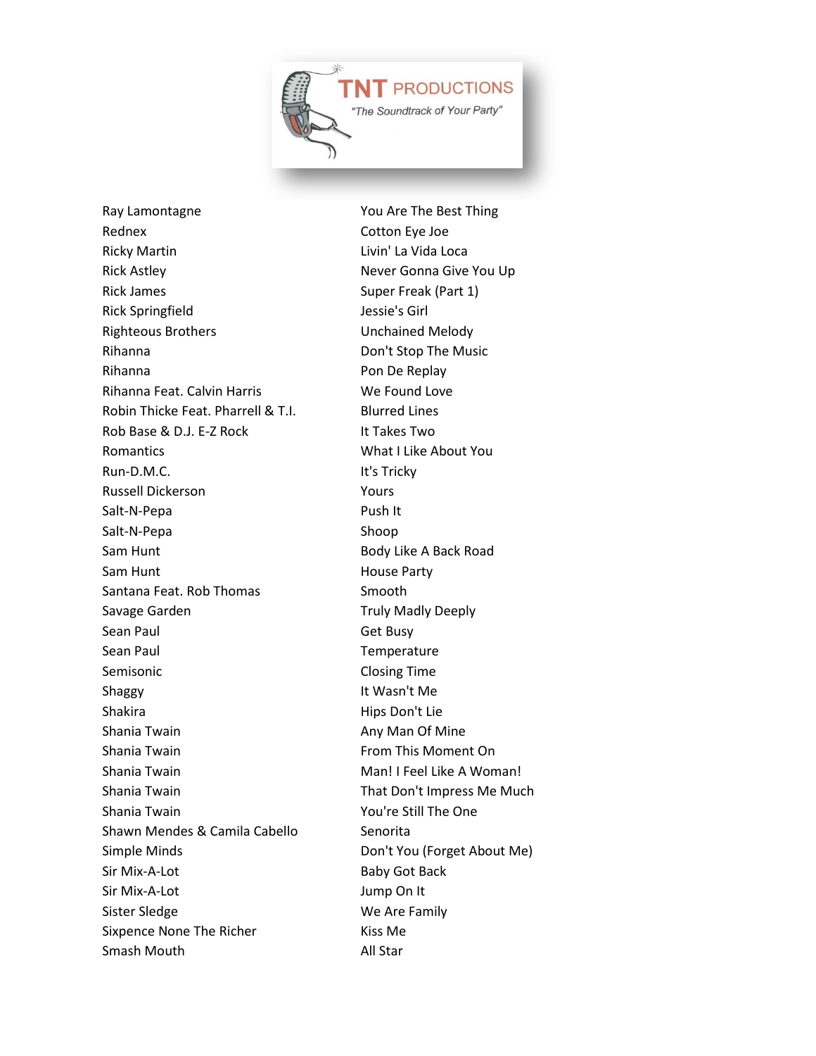TNT PRODUCTIONS

*"The Soundtrack of Your Party"*

| Artist | Song |
| --- | --- |
| Ray Lamontagne | You Are The Best Thing |
| Rednex | Cotton Eye Joe |
| Ricky Martin | Livin' La Vida Loca |
| Rick Astley | Never Gonna Give You Up |
| Rick James | Super Freak (Part 1) |
| Rick Springfield | Jessie's Girl |
| Righteous Brothers | Unchained Melody |
| Rihanna | Don't Stop The Music |
| Rihanna | Pon De Replay |
| Rihanna Feat. Calvin Harris | We Found Love |
| Robin Thicke Feat. Pharrell & T.I. | Blurred Lines |
| Rob Base & D.J. E-Z Rock | It Takes Two |
| Romantics | What I Like About You |
| Run-D.M.C. | It's Tricky |
| Russell Dickerson | Yours |
| Salt-N-Pepa | Push It |
| Salt-N-Pepa | Shoop |
| Sam Hunt | Body Like A Back Road |
| Sam Hunt | House Party |
| Santana Feat. Rob Thomas | Smooth |
| Savage Garden | Truly Madly Deeply |
| Sean Paul | Get Busy |
| Sean Paul | Temperature |
| Semisonic | Closing Time |
| Shaggy | It Wasn't Me |
| Shakira | Hips Don't Lie |
| Shania Twain | Any Man Of Mine |
| Shania Twain | From This Moment On |
| Shania Twain | Man! I Feel Like A Woman! |
| Shania Twain | That Don't Impress Me Much |
| Shania Twain | You're Still The One |
| Shawn Mendes & Camila Cabello | Senorita |
| Simple Minds | Don't You (Forget About Me) |
| Sir Mix-A-Lot | Baby Got Back |
| Sir Mix-A-Lot | Jump On It |
| Sister Sledge | We Are Family |
| Sixpence None The Richer | Kiss Me |
| Smash Mouth | All Star |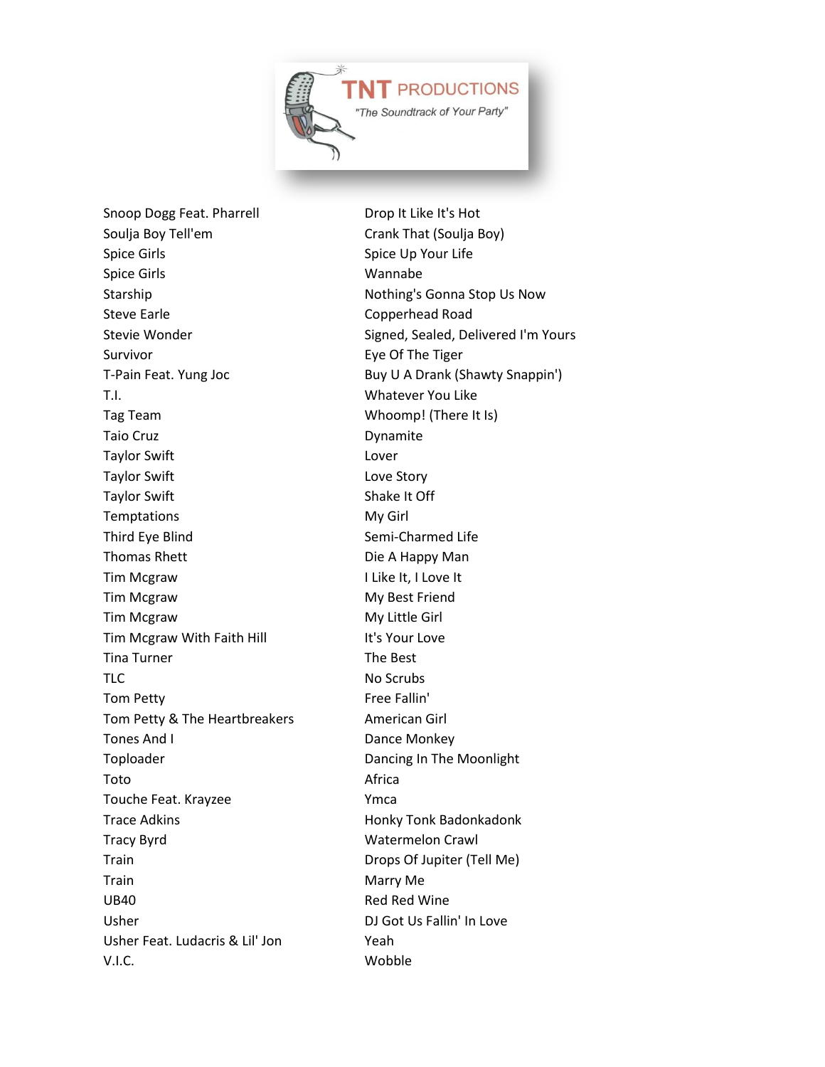| Artist | Song |
|---|---|
| Snoop Dogg Feat. Pharrell | Drop It Like It's Hot |
| Soulja Boy Tell'em | Crank That (Soulja Boy) |
| Spice Girls | Spice Up Your Life |
| Spice Girls | Wannabe |
| Starship | Nothing's Gonna Stop Us Now |
| Steve Earle | Copperhead Road |
| Stevie Wonder | Signed, Sealed, Delivered I'm Yours |
| Survivor | Eye Of The Tiger |
| T-Pain Feat. Yung Joc | Buy U A Drank (Shawty Snappin') |
| T.I. | Whatever You Like |
| Tag Team | Whoomp! (There It Is) |
| Taio Cruz | Dynamite |
| Taylor Swift | Lover |
| Taylor Swift | Love Story |
| Taylor Swift | Shake It Off |
| Temptations | My Girl |
| Third Eye Blind | Semi-Charmed Life |
| Thomas Rhett | Die A Happy Man |
| Tim Mcgraw | I Like It, I Love It |
| Tim Mcgraw | My Best Friend |
| Tim Mcgraw | My Little Girl |
| Tim Mcgraw With Faith Hill | It's Your Love |
| Tina Turner | The Best |
| TLC | No Scrubs |
| Tom Petty | Free Fallin' |
| Tom Petty & The Heartbreakers | American Girl |
| Tones And I | Dance Monkey |
| Toploader | Dancing In The Moonlight |
| Toto | Africa |
| Touche Feat. Krayzee | Ymca |
| Trace Adkins | Honky Tonk Badonkadonk |
| Tracy Byrd | Watermelon Crawl |
| Train | Drops Of Jupiter (Tell Me) |
| Train | Marry Me |
| UB40 | Red Red Wine |
| Usher | DJ Got Us Fallin' In Love |
| Usher Feat. Ludacris & Lil' Jon | Yeah |
| V.I.C. | Wobble |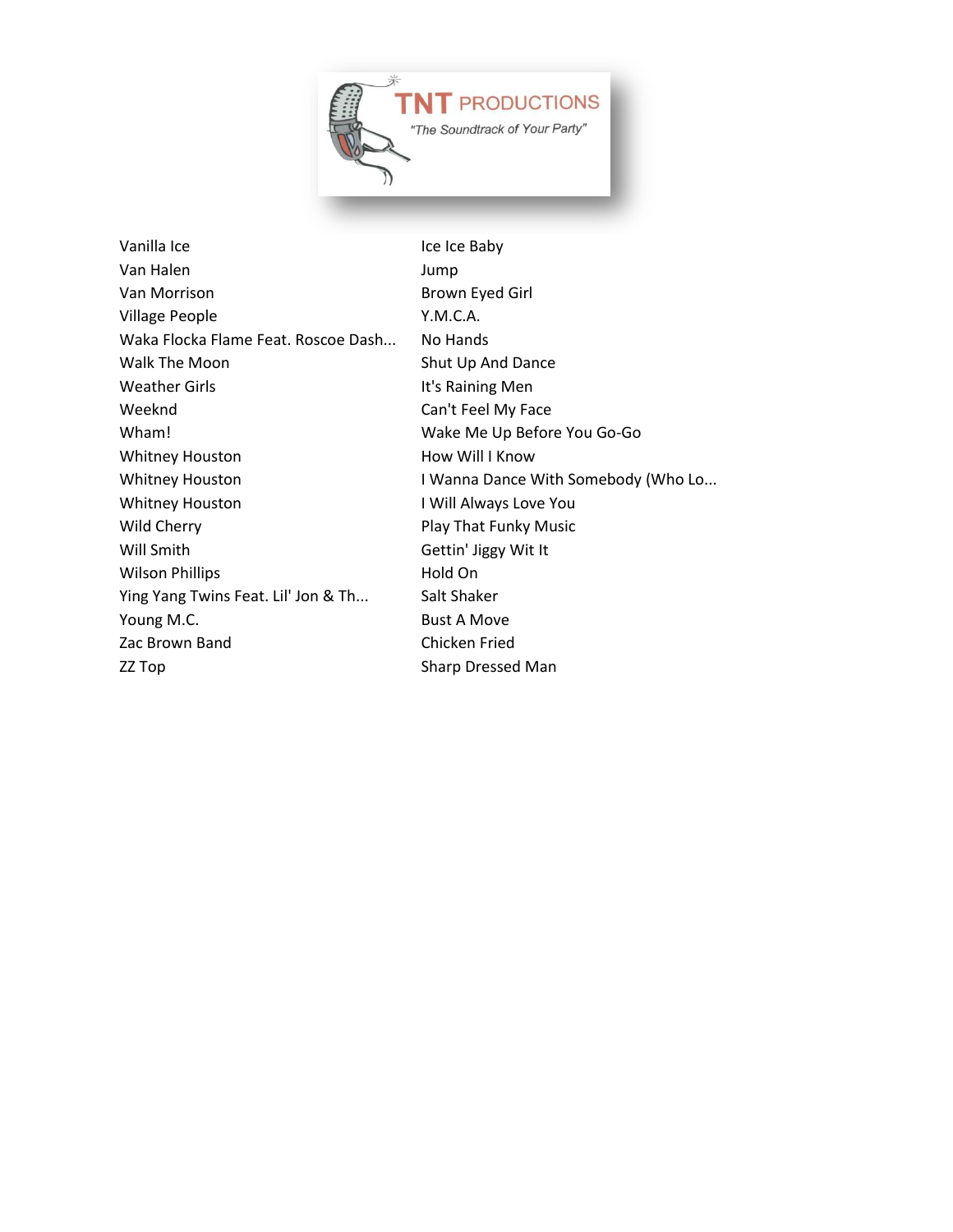| | |
|---|---|
| Vanilla Ice | Ice Ice Baby |
| Van Halen | Jump |
| Van Morrison | Brown Eyed Girl |
| Village People | Y.M.C.A. |
| Waka Flocka Flame Feat. Roscoe Dash... | No Hands |
| Walk The Moon | Shut Up And Dance |
| Weather Girls | It's Raining Men |
| Weeknd | Can't Feel My Face |
| Wham! | Wake Me Up Before You Go-Go |
| Whitney Houston | How Will I Know |
| Whitney Houston | I Wanna Dance With Somebody (Who Lo... |
| Whitney Houston | I Will Always Love You |
| Wild Cherry | Play That Funky Music |
| Will Smith | Gettin' Jiggy Wit It |
| Wilson Phillips | Hold On |
| Ying Yang Twins Feat. Lil' Jon & Th... | Salt Shaker |
| Young M.C. | Bust A Move |
| Zac Brown Band | Chicken Fried |
| ZZ Top | Sharp Dressed Man |